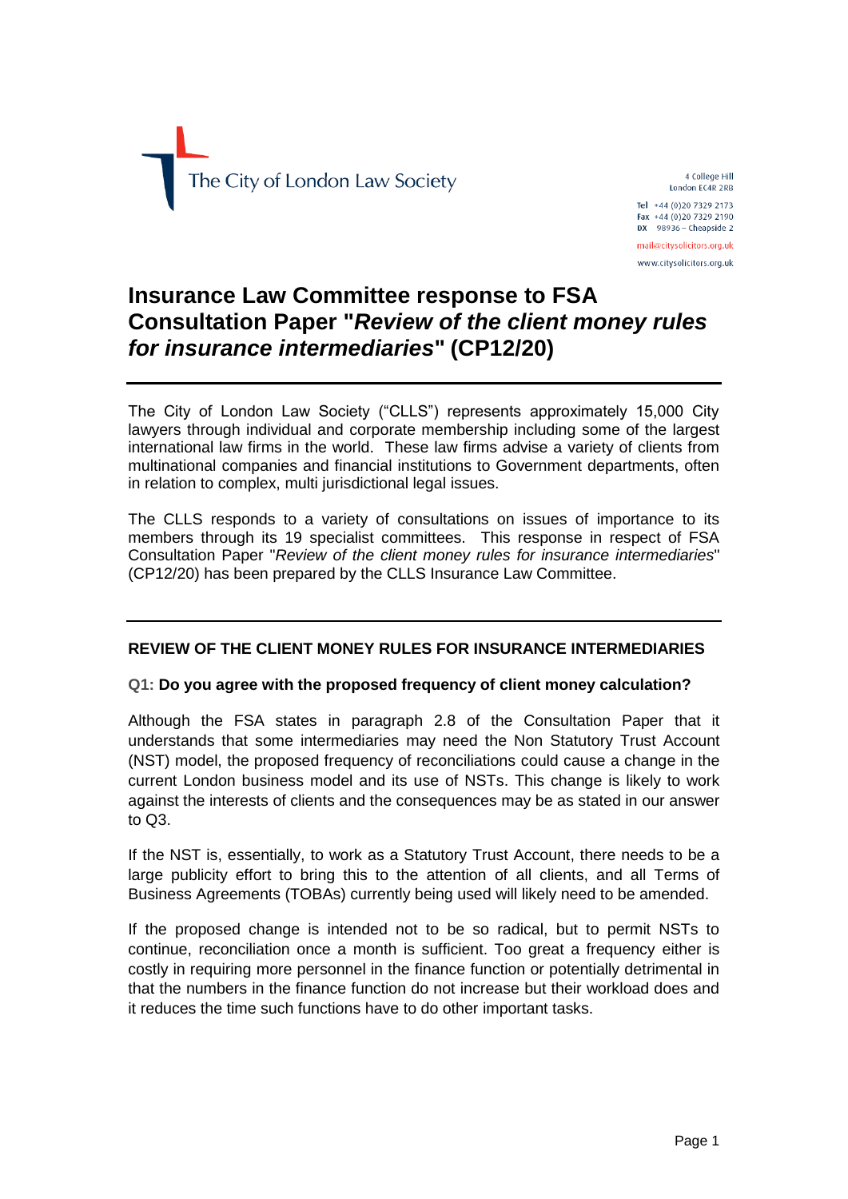The City of London Law Society

4 College Hill
London EC4R 2RB

Tel +44 (0)20 7329 2173
Fax +44 (0)20 7329 2190
DX 98936 – Cheapside 2

mail@citysolicitors.org.uk

www.citysolicitors.org.uk

# Insurance Law Committee response to FSA Consultation Paper "*Review of the client money rules for insurance intermediaries*" (CP12/20)

The City of London Law Society ("CLLS") represents approximately 15,000 City lawyers through individual and corporate membership including some of the largest international law firms in the world. These law firms advise a variety of clients from multinational companies and financial institutions to Government departments, often in relation to complex, multi jurisdictional legal issues.

The CLLS responds to a variety of consultations on issues of importance to its members through its 19 specialist committees. This response in respect of FSA Consultation Paper "*Review of the client money rules for insurance intermediaries*" (CP12/20) has been prepared by the CLLS Insurance Law Committee.

## REVIEW OF THE CLIENT MONEY RULES FOR INSURANCE INTERMEDIARIES

**Q1: Do you agree with the proposed frequency of client money calculation?**

Although the FSA states in paragraph 2.8 of the Consultation Paper that it understands that some intermediaries may need the Non Statutory Trust Account (NST) model, the proposed frequency of reconciliations could cause a change in the current London business model and its use of NSTs. This change is likely to work against the interests of clients and the consequences may be as stated in our answer to Q3.

If the NST is, essentially, to work as a Statutory Trust Account, there needs to be a large publicity effort to bring this to the attention of all clients, and all Terms of Business Agreements (TOBAs) currently being used will likely need to be amended.

If the proposed change is intended not to be so radical, but to permit NSTs to continue, reconciliation once a month is sufficient. Too great a frequency either is costly in requiring more personnel in the finance function or potentially detrimental in that the numbers in the finance function do not increase but their workload does and it reduces the time such functions have to do other important tasks.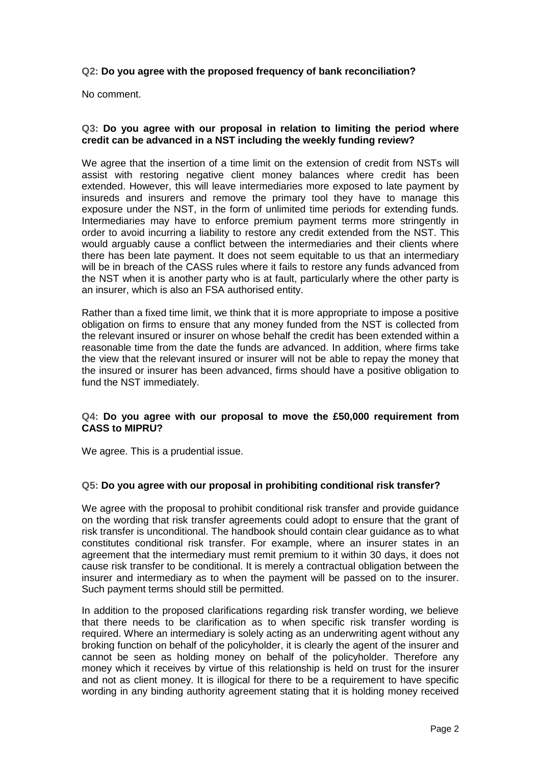**Q2: Do you agree with the proposed frequency of bank reconciliation?**

No comment.

**Q3: Do you agree with our proposal in relation to limiting the period where credit can be advanced in a NST including the weekly funding review?**

We agree that the insertion of a time limit on the extension of credit from NSTs will assist with restoring negative client money balances where credit has been extended. However, this will leave intermediaries more exposed to late payment by insureds and insurers and remove the primary tool they have to manage this exposure under the NST, in the form of unlimited time periods for extending funds. Intermediaries may have to enforce premium payment terms more stringently in order to avoid incurring a liability to restore any credit extended from the NST. This would arguably cause a conflict between the intermediaries and their clients where there has been late payment. It does not seem equitable to us that an intermediary will be in breach of the CASS rules where it fails to restore any funds advanced from the NST when it is another party who is at fault, particularly where the other party is an insurer, which is also an FSA authorised entity.

Rather than a fixed time limit, we think that it is more appropriate to impose a positive obligation on firms to ensure that any money funded from the NST is collected from the relevant insured or insurer on whose behalf the credit has been extended within a reasonable time from the date the funds are advanced. In addition, where firms take the view that the relevant insured or insurer will not be able to repay the money that the insured or insurer has been advanced, firms should have a positive obligation to fund the NST immediately.

**Q4: Do you agree with our proposal to move the £50,000 requirement from CASS to MIPRU?**

We agree. This is a prudential issue.

**Q5: Do you agree with our proposal in prohibiting conditional risk transfer?**

We agree with the proposal to prohibit conditional risk transfer and provide guidance on the wording that risk transfer agreements could adopt to ensure that the grant of risk transfer is unconditional. The handbook should contain clear guidance as to what constitutes conditional risk transfer. For example, where an insurer states in an agreement that the intermediary must remit premium to it within 30 days, it does not cause risk transfer to be conditional. It is merely a contractual obligation between the insurer and intermediary as to when the payment will be passed on to the insurer. Such payment terms should still be permitted.

In addition to the proposed clarifications regarding risk transfer wording, we believe that there needs to be clarification as to when specific risk transfer wording is required. Where an intermediary is solely acting as an underwriting agent without any broking function on behalf of the policyholder, it is clearly the agent of the insurer and cannot be seen as holding money on behalf of the policyholder. Therefore any money which it receives by virtue of this relationship is held on trust for the insurer and not as client money. It is illogical for there to be a requirement to have specific wording in any binding authority agreement stating that it is holding money received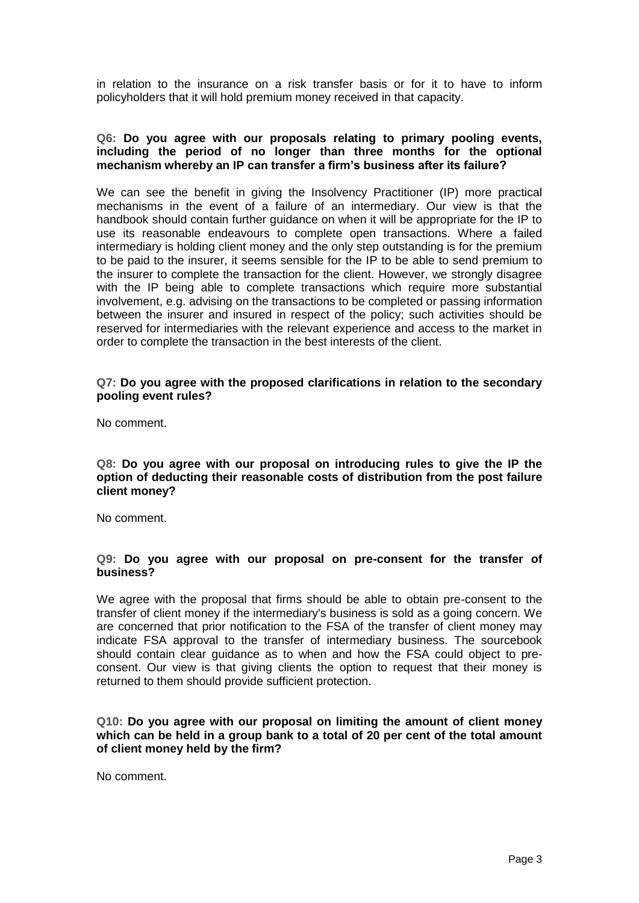in relation to the insurance on a risk transfer basis or for it to have to inform policyholders that it will hold premium money received in that capacity.

**Q6: Do you agree with our proposals relating to primary pooling events, including the period of no longer than three months for the optional mechanism whereby an IP can transfer a firm's business after its failure?**

We can see the benefit in giving the Insolvency Practitioner (IP) more practical mechanisms in the event of a failure of an intermediary. Our view is that the handbook should contain further guidance on when it will be appropriate for the IP to use its reasonable endeavours to complete open transactions. Where a failed intermediary is holding client money and the only step outstanding is for the premium to be paid to the insurer, it seems sensible for the IP to be able to send premium to the insurer to complete the transaction for the client. However, we strongly disagree with the IP being able to complete transactions which require more substantial involvement, e.g. advising on the transactions to be completed or passing information between the insurer and insured in respect of the policy; such activities should be reserved for intermediaries with the relevant experience and access to the market in order to complete the transaction in the best interests of the client.

**Q7: Do you agree with the proposed clarifications in relation to the secondary pooling event rules?**

No comment.

**Q8: Do you agree with our proposal on introducing rules to give the IP the option of deducting their reasonable costs of distribution from the post failure client money?**

No comment.

**Q9: Do you agree with our proposal on pre-consent for the transfer of business?**

We agree with the proposal that firms should be able to obtain pre-consent to the transfer of client money if the intermediary's business is sold as a going concern. We are concerned that prior notification to the FSA of the transfer of client money may indicate FSA approval to the transfer of intermediary business. The sourcebook should contain clear guidance as to when and how the FSA could object to pre-consent. Our view is that giving clients the option to request that their money is returned to them should provide sufficient protection.

**Q10: Do you agree with our proposal on limiting the amount of client money which can be held in a group bank to a total of 20 per cent of the total amount of client money held by the firm?**

No comment.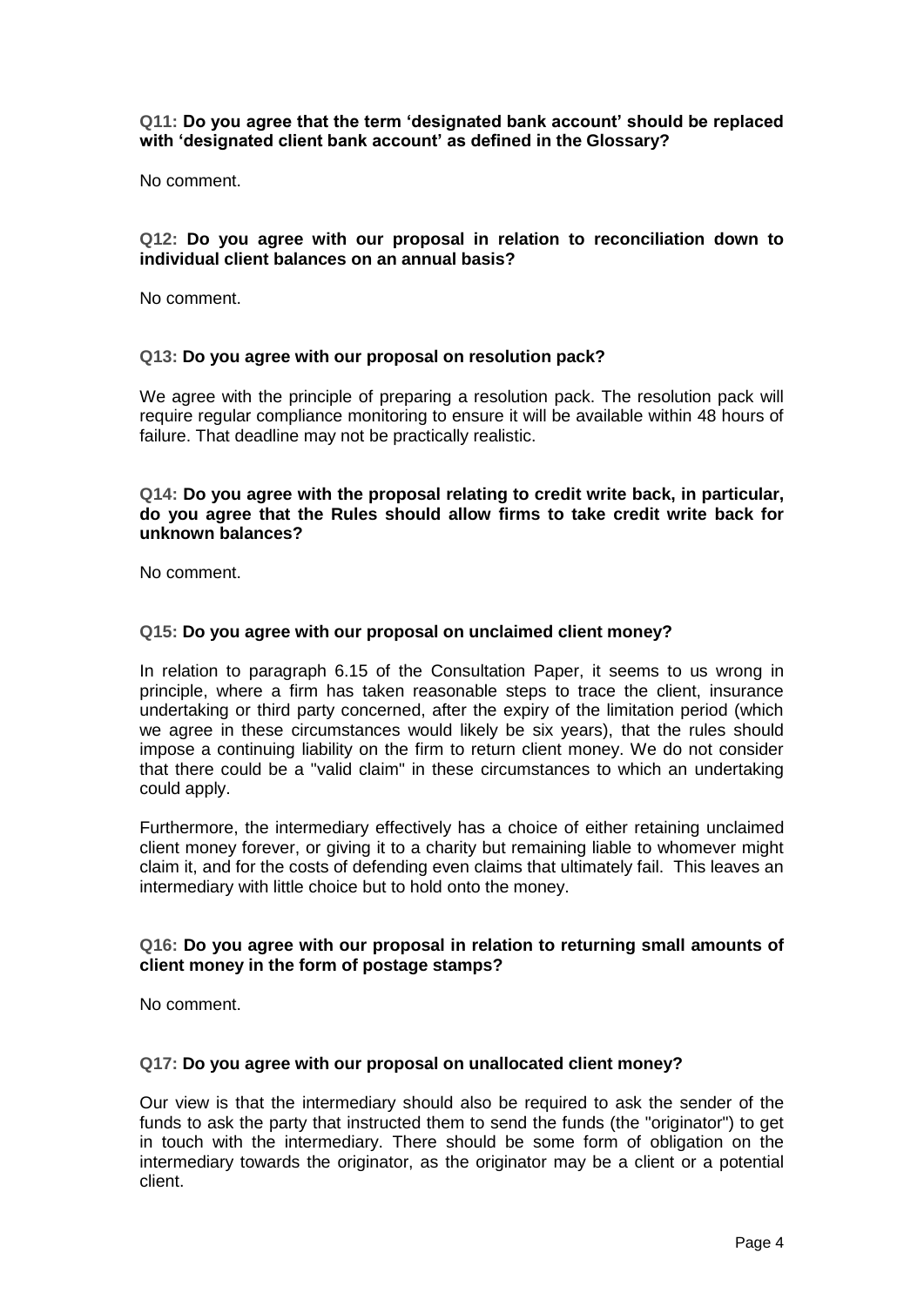**Q11: Do you agree that the term 'designated bank account' should be replaced with 'designated client bank account' as defined in the Glossary?**

No comment.

**Q12: Do you agree with our proposal in relation to reconciliation down to individual client balances on an annual basis?**

No comment.

**Q13: Do you agree with our proposal on resolution pack?**

We agree with the principle of preparing a resolution pack. The resolution pack will require regular compliance monitoring to ensure it will be available within 48 hours of failure. That deadline may not be practically realistic.

**Q14: Do you agree with the proposal relating to credit write back, in particular, do you agree that the Rules should allow firms to take credit write back for unknown balances?**

No comment.

**Q15: Do you agree with our proposal on unclaimed client money?**

In relation to paragraph 6.15 of the Consultation Paper, it seems to us wrong in principle, where a firm has taken reasonable steps to trace the client, insurance undertaking or third party concerned, after the expiry of the limitation period (which we agree in these circumstances would likely be six years), that the rules should impose a continuing liability on the firm to return client money. We do not consider that there could be a "valid claim" in these circumstances to which an undertaking could apply.

Furthermore, the intermediary effectively has a choice of either retaining unclaimed client money forever, or giving it to a charity but remaining liable to whomever might claim it, and for the costs of defending even claims that ultimately fail. This leaves an intermediary with little choice but to hold onto the money.

**Q16: Do you agree with our proposal in relation to returning small amounts of client money in the form of postage stamps?**

No comment.

**Q17: Do you agree with our proposal on unallocated client money?**

Our view is that the intermediary should also be required to ask the sender of the funds to ask the party that instructed them to send the funds (the "originator") to get in touch with the intermediary. There should be some form of obligation on the intermediary towards the originator, as the originator may be a client or a potential client.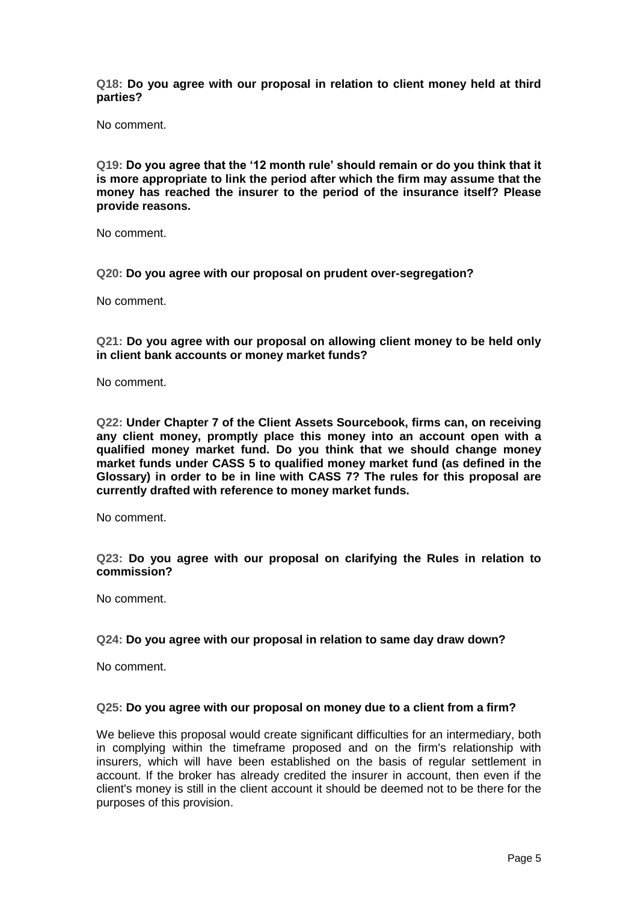**Q18: Do you agree with our proposal in relation to client money held at third parties?**

No comment.

**Q19: Do you agree that the '12 month rule' should remain or do you think that it is more appropriate to link the period after which the firm may assume that the money has reached the insurer to the period of the insurance itself? Please provide reasons.**

No comment.

**Q20: Do you agree with our proposal on prudent over-segregation?**

No comment.

**Q21: Do you agree with our proposal on allowing client money to be held only in client bank accounts or money market funds?**

No comment.

**Q22: Under Chapter 7 of the Client Assets Sourcebook, firms can, on receiving any client money, promptly place this money into an account open with a qualified money market fund. Do you think that we should change money market funds under CASS 5 to qualified money market fund (as defined in the Glossary) in order to be in line with CASS 7? The rules for this proposal are currently drafted with reference to money market funds.**

No comment.

**Q23: Do you agree with our proposal on clarifying the Rules in relation to commission?**

No comment.

**Q24: Do you agree with our proposal in relation to same day draw down?**

No comment.

**Q25: Do you agree with our proposal on money due to a client from a firm?**

We believe this proposal would create significant difficulties for an intermediary, both in complying within the timeframe proposed and on the firm's relationship with insurers, which will have been established on the basis of regular settlement in account. If the broker has already credited the insurer in account, then even if the client's money is still in the client account it should be deemed not to be there for the purposes of this provision.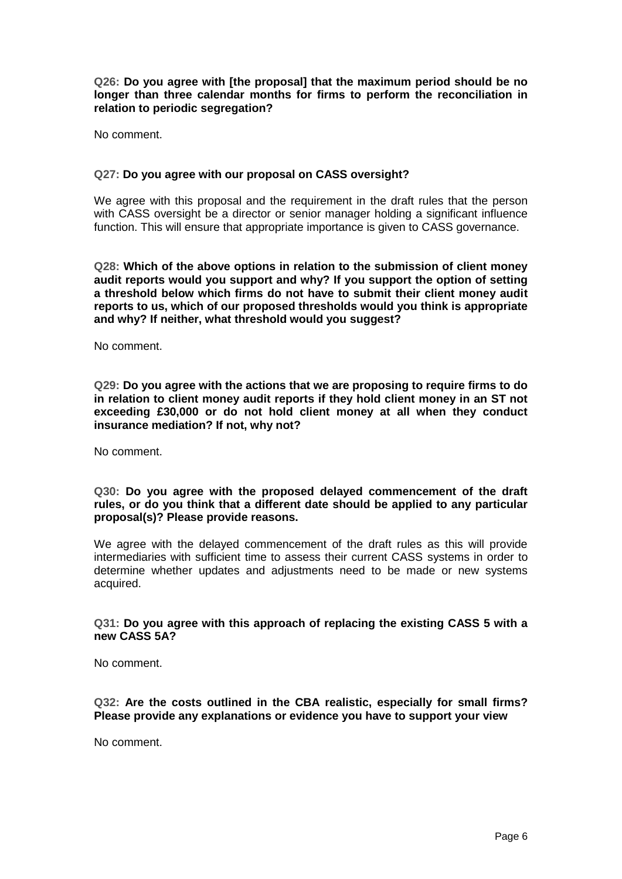**Q26: Do you agree with [the proposal] that the maximum period should be no longer than three calendar months for firms to perform the reconciliation in relation to periodic segregation?**

No comment.

**Q27: Do you agree with our proposal on CASS oversight?**

We agree with this proposal and the requirement in the draft rules that the person with CASS oversight be a director or senior manager holding a significant influence function. This will ensure that appropriate importance is given to CASS governance.

**Q28: Which of the above options in relation to the submission of client money audit reports would you support and why? If you support the option of setting a threshold below which firms do not have to submit their client money audit reports to us, which of our proposed thresholds would you think is appropriate and why? If neither, what threshold would you suggest?**

No comment.

**Q29: Do you agree with the actions that we are proposing to require firms to do in relation to client money audit reports if they hold client money in an ST not exceeding £30,000 or do not hold client money at all when they conduct insurance mediation? If not, why not?**

No comment.

**Q30: Do you agree with the proposed delayed commencement of the draft rules, or do you think that a different date should be applied to any particular proposal(s)? Please provide reasons.**

We agree with the delayed commencement of the draft rules as this will provide intermediaries with sufficient time to assess their current CASS systems in order to determine whether updates and adjustments need to be made or new systems acquired.

**Q31: Do you agree with this approach of replacing the existing CASS 5 with a new CASS 5A?**

No comment.

**Q32: Are the costs outlined in the CBA realistic, especially for small firms? Please provide any explanations or evidence you have to support your view**

No comment.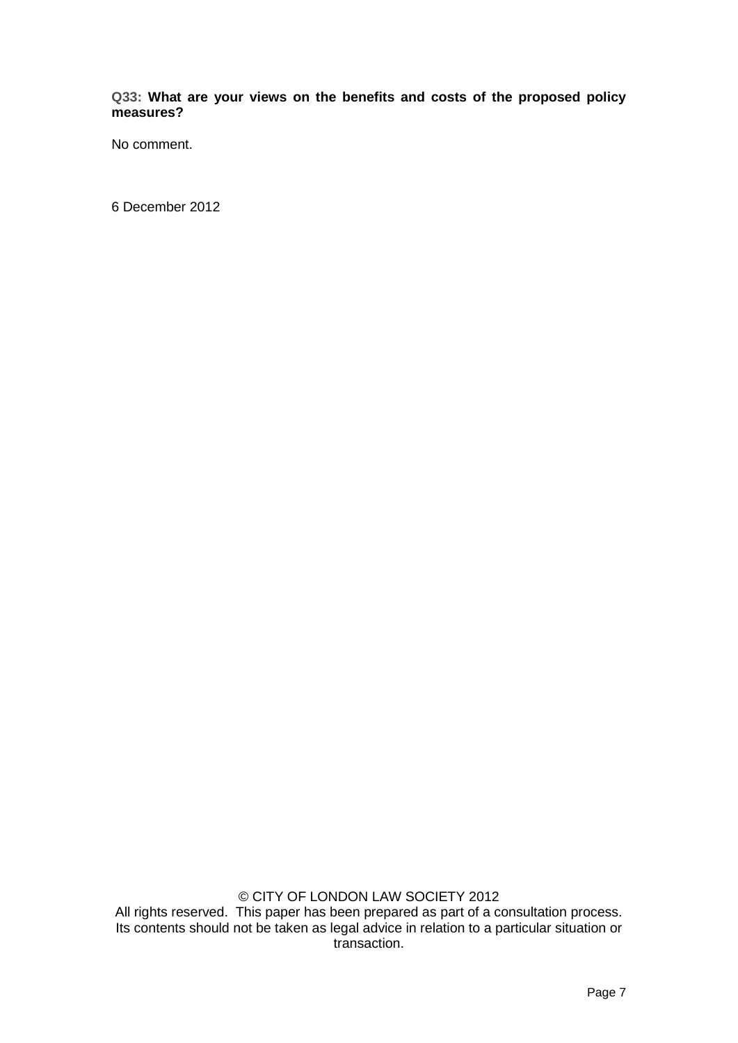**Q33: What are your views on the benefits and costs of the proposed policy measures?**

No comment.

6 December 2012

© CITY OF LONDON LAW SOCIETY 2012
All rights reserved. This paper has been prepared as part of a consultation process. Its contents should not be taken as legal advice in relation to a particular situation or transaction.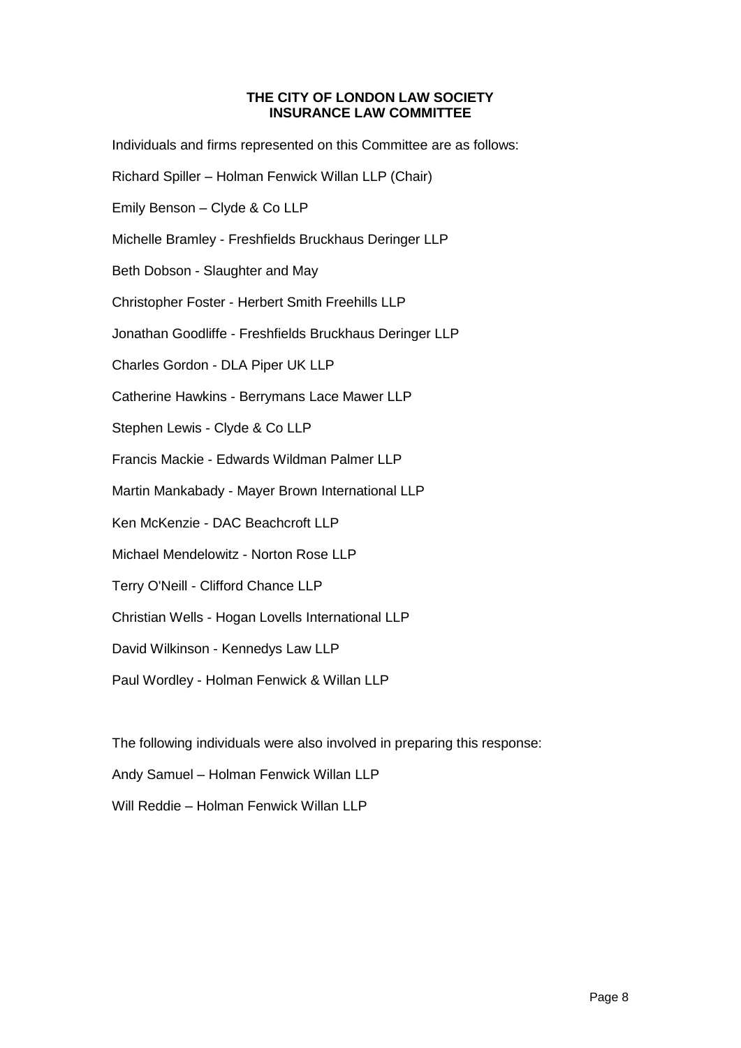**THE CITY OF LONDON LAW SOCIETY**
**INSURANCE LAW COMMITTEE**

Individuals and firms represented on this Committee are as follows:

Richard Spiller – Holman Fenwick Willan LLP (Chair)

Emily Benson – Clyde & Co LLP

Michelle Bramley - Freshfields Bruckhaus Deringer LLP

Beth Dobson - Slaughter and May

Christopher Foster - Herbert Smith Freehills LLP

Jonathan Goodliffe - Freshfields Bruckhaus Deringer LLP

Charles Gordon - DLA Piper UK LLP

Catherine Hawkins - Berrymans Lace Mawer LLP

Stephen Lewis - Clyde & Co LLP

Francis Mackie - Edwards Wildman Palmer LLP

Martin Mankabady - Mayer Brown International LLP

Ken McKenzie - DAC Beachcroft LLP

Michael Mendelowitz - Norton Rose LLP

Terry O'Neill - Clifford Chance LLP

Christian Wells - Hogan Lovells International LLP

David Wilkinson - Kennedys Law LLP

Paul Wordley - Holman Fenwick & Willan LLP

The following individuals were also involved in preparing this response:

Andy Samuel – Holman Fenwick Willan LLP

Will Reddie – Holman Fenwick Willan LLP